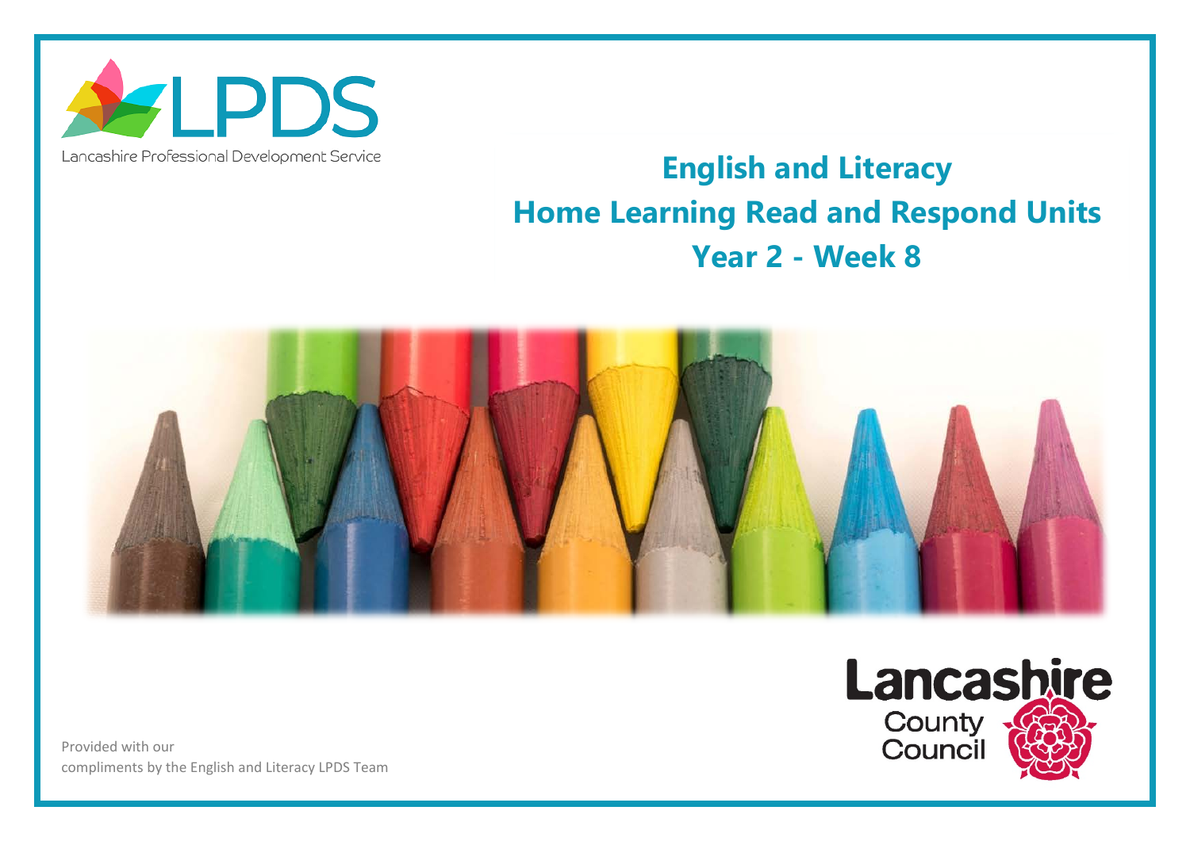LPDS

Lancashire Professional Development Service

# English and Literacy
# Home Learning Read and Respond Units
# Year 2 - Week 8

Lancashire County Council

Provided with our compliments by the English and Literacy LPDS Team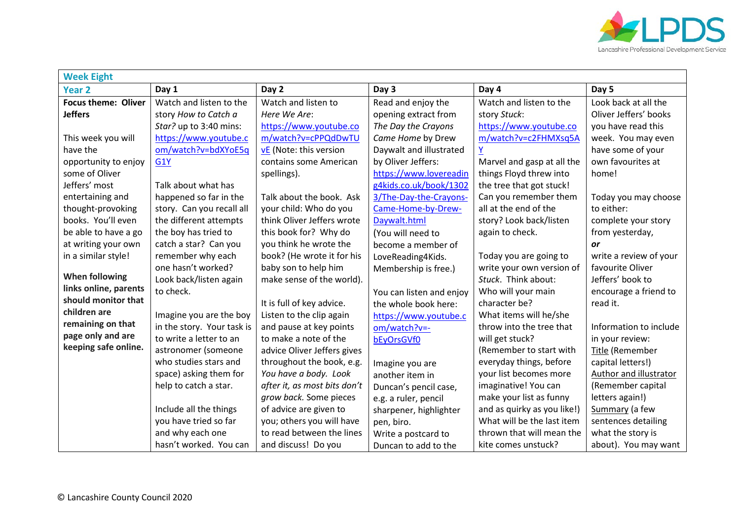| Week Eight | | | | | |
|---|---|---|---|---|---|
| **Year 2** | **Day 1** | **Day 2** | **Day 3** | **Day 4** | **Day 5** |
| **Focus theme: Oliver Jeffers**<br><br>This week you will have the opportunity to enjoy some of Oliver Jeffers' most entertaining and thought-provoking books. You'll even be able to have a go at writing your own in a similar style!<br><br>**When following links online, parents should monitor that children are remaining on that page only and are keeping safe online.** | Watch and listen to the story *How to Catch a Star?* up to 3:40 mins: https://www.youtube.com/watch?v=bdXYoE5qG1Y<br><br>Talk about what has happened so far in the story. Can you recall all the different attempts the boy has tried to catch a star? Can you remember why each one hasn't worked? Look back/listen again to check.<br><br>Imagine you are the boy in the story. Your task is to write a letter to an astronomer (someone who studies stars and space) asking them for help to catch a star.<br><br>Include all the things you have tried so far and why each one hasn't worked. You can | Watch and listen to *Here We Are*: https://www.youtube.com/watch?v=cPPQdDwTUvE (Note: this version contains some American spellings).<br><br>Talk about the book. Ask your child: Who do you think Oliver Jeffers wrote this book for? Why do you think he wrote the book? (He wrote it for his baby son to help him make sense of the world).<br><br>It is full of key advice. Listen to the clip again and pause at key points to make a note of the advice Oliver Jeffers gives throughout the book, e.g. *You have a body. Look after it, as most bits don't grow back.* Some pieces of advice are given to you; others you will have to read between the lines and discuss! Do you | Read and enjoy the opening extract from *The Day the Crayons Came Home* by Drew Daywalt and illustrated by Oliver Jeffers: https://www.lovereading4kids.co.uk/book/13023/The-Day-the-Crayons-Came-Home-by-Drew-Daywalt.html (You will need to become a member of LoveReading4Kids. Membership is free.)<br><br>You can listen and enjoy the whole book here: https://www.youtube.com/watch?v=-bEyOrsGVf0<br><br>Imagine you are another item in Duncan's pencil case, e.g. a ruler, pencil sharpener, highlighter pen, biro. Write a postcard to Duncan to add to the | Watch and listen to the story *Stuck*: https://www.youtube.com/watch?v=c2FHMXsq5AY<br>Marvel and gasp at all the things Floyd threw into the tree that got stuck! Can you remember them all at the end of the story? Look back/listen again to check.<br><br>Today you are going to write your own version of *Stuck*. Think about:<br>Who will your main character be?<br>What items will he/she throw into the tree that will get stuck?<br>(Remember to start with everyday things, before your list becomes more imaginative! You can make your list as funny and as quirky as you like!)<br>What will be the last item thrown that will mean the kite comes unstuck? | Look back at all the Oliver Jeffers' books you have read this week. You may even have some of your own favourites at home!<br><br>Today you may choose to either:<br>complete your story from yesterday,<br>***or***<br>write a review of your favourite Oliver Jeffers' book to encourage a friend to read it.<br><br>Information to include in your review:<br>Title (Remember capital letters!)<br>Author and illustrator (Remember capital letters again!)<br>Summary (a few sentences detailing what the story is about). You may want |

© Lancashire County Council 2020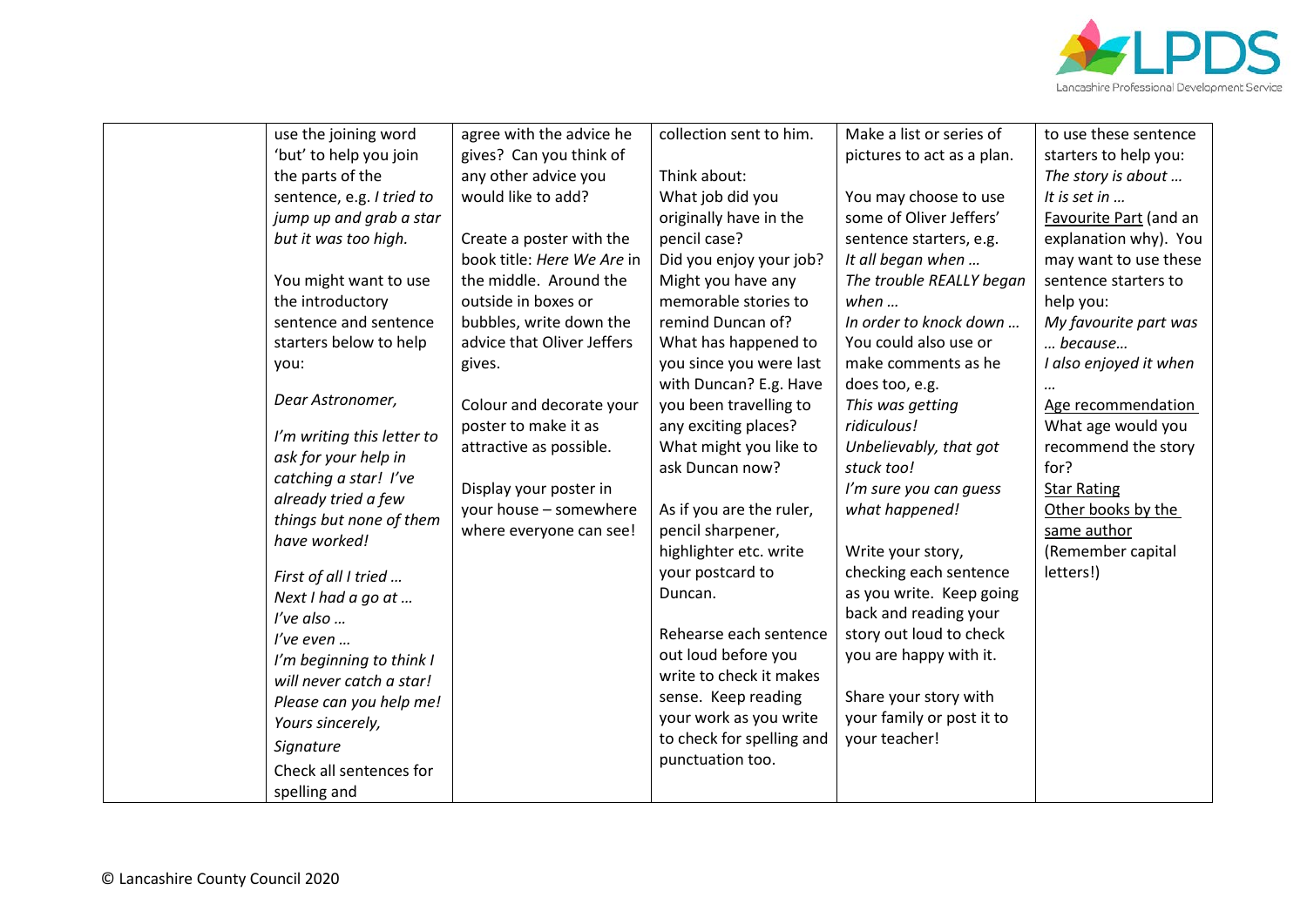| | | | | | |
|---|---|---|---|---|---|
| | use the joining word 'but' to help you join the parts of the sentence, e.g. *I tried to jump up and grab a star but it was too high.*<br><br>You might want to use the introductory sentence and sentence starters below to help you:<br><br>*Dear Astronomer,*<br><br>*I'm writing this letter to ask for your help in catching a star! I've already tried a few things but none of them have worked!*<br><br>*First of all I tried …*<br>*Next I had a go at …*<br>*I've also …*<br>*I've even …*<br>*I'm beginning to think I will never catch a star!*<br>*Please can you help me!*<br>*Yours sincerely,*<br>*Signature*<br>Check all sentences for spelling and | agree with the advice he gives? Can you think of any other advice you would like to add?<br><br>Create a poster with the book title: *Here We Are* in the middle. Around the outside in boxes or bubbles, write down the advice that Oliver Jeffers gives.<br><br>Colour and decorate your poster to make it as attractive as possible.<br><br>Display your poster in your house – somewhere where everyone can see! | collection sent to him.<br><br>Think about:<br>What job did you originally have in the pencil case?<br>Did you enjoy your job?<br>Might you have any memorable stories to remind Duncan of?<br>What has happened to you since you were last with Duncan? E.g. Have you been travelling to any exciting places?<br>What might you like to ask Duncan now?<br><br>As if you are the ruler, pencil sharpener, highlighter etc. write your postcard to Duncan.<br><br>Rehearse each sentence out loud before you write to check it makes sense. Keep reading your work as you write to check for spelling and punctuation too. | Make a list or series of pictures to act as a plan.<br><br>You may choose to use some of Oliver Jeffers' sentence starters, e.g.<br>*It all began when …*<br>*The trouble REALLY began when …*<br>*In order to knock down …*<br>You could also use or make comments as he does too, e.g.<br>*This was getting ridiculous!*<br>*Unbelievably, that got stuck too!*<br>*I'm sure you can guess what happened!*<br><br>Write your story, checking each sentence as you write. Keep going back and reading your story out loud to check you are happy with it.<br><br>Share your story with your family or post it to your teacher! | to use these sentence starters to help you:<br>*The story is about …*<br>*It is set in …*<br>Favourite Part (and an explanation why). You may want to use these sentence starters to help you:<br>*My favourite part was … because…*<br>*I also enjoyed it when …*<br>Age recommendation<br>What age would you recommend the story for?<br>Star Rating<br>Other books by the same author<br>(Remember capital letters!) |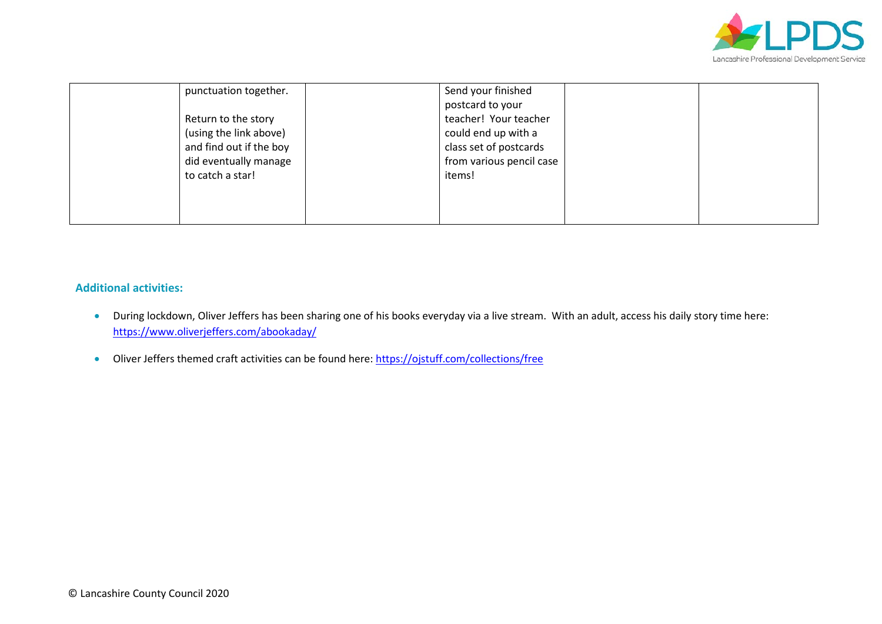| | | | | | |
|---|---|---|---|---|---|
| | punctuation together.<br><br>Return to the story (using the link above) and find out if the boy did eventually manage to catch a star! | | Send your finished postcard to your teacher! Your teacher could end up with a class set of postcards from various pencil case items! | | |

**Additional activities:**

- During lockdown, Oliver Jeffers has been sharing one of his books everyday via a live stream. With an adult, access his daily story time here: https://www.oliverjeffers.com/abookaday/
- Oliver Jeffers themed craft activities can be found here: https://ojstuff.com/collections/free

© Lancashire County Council 2020